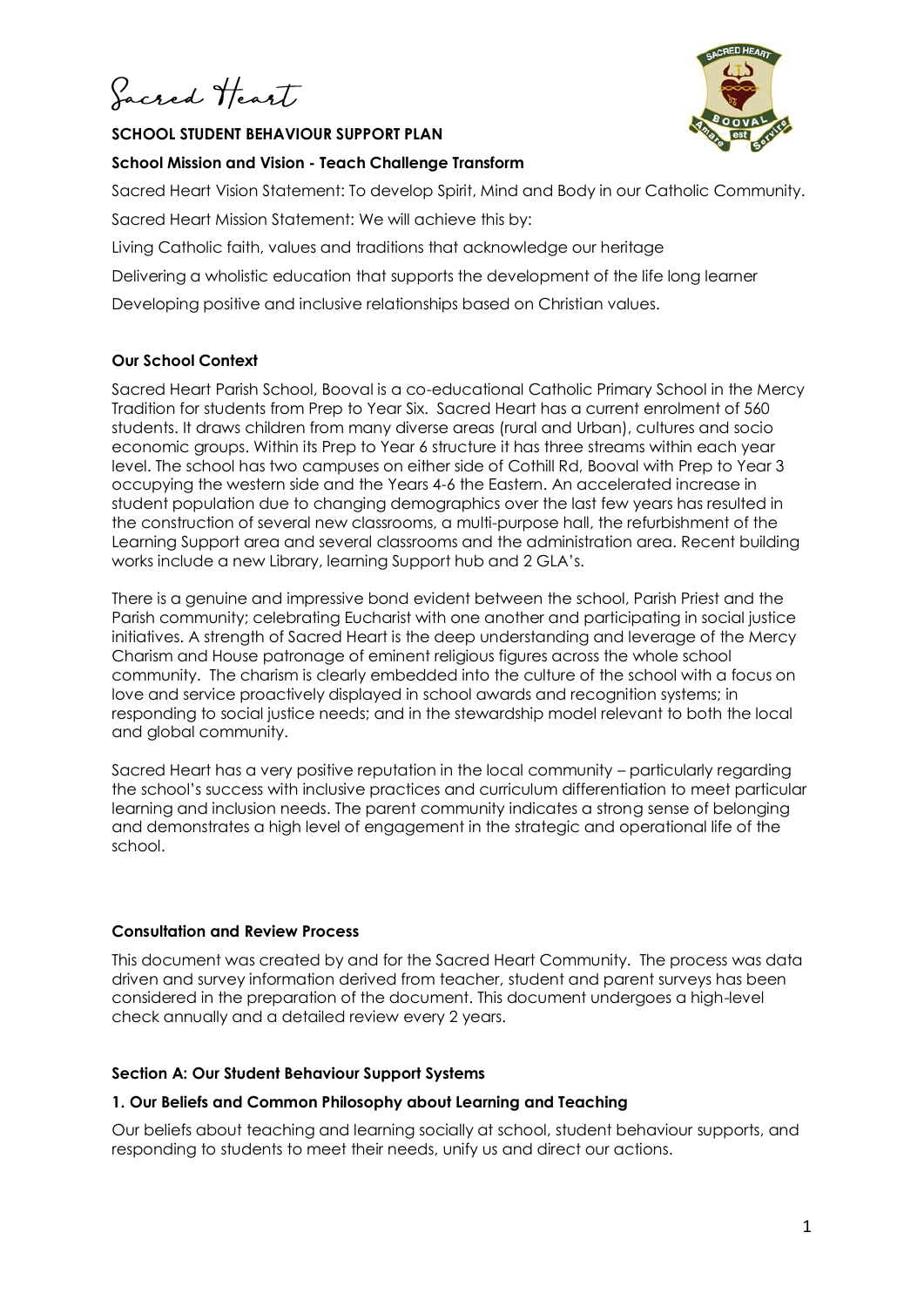Sacred Heart

**SCHOOL STUDENT BEHAVIOUR SUPPORT PLAN**

**School Mission and Vision - Teach Challenge Transform**

Sacred Heart Vision Statement: To develop Spirit, Mind and Body in our Catholic Community.

Sacred Heart Mission Statement: We will achieve this by:

Living Catholic faith, values and traditions that acknowledge our heritage

Delivering a wholistic education that supports the development of the life long learner

Developing positive and inclusive relationships based on Christian values.

**Our School Context**

Sacred Heart Parish School, Booval is a co-educational Catholic Primary School in the Mercy Tradition for students from Prep to Year Six. Sacred Heart has a current enrolment of 560 students. It draws children from many diverse areas (rural and Urban), cultures and socio economic groups. Within its Prep to Year 6 structure it has three streams within each year level. The school has two campuses on either side of Cothill Rd, Booval with Prep to Year 3 occupying the western side and the Years 4-6 the Eastern. An accelerated increase in student population due to changing demographics over the last few years has resulted in the construction of several new classrooms, a multi-purpose hall, the refurbishment of the Learning Support area and several classrooms and the administration area. Recent building works include a new Library, learning Support hub and 2 GLA's.

There is a genuine and impressive bond evident between the school, Parish Priest and the Parish community; celebrating Eucharist with one another and participating in social justice initiatives. A strength of Sacred Heart is the deep understanding and leverage of the Mercy Charism and House patronage of eminent religious figures across the whole school community. The charism is clearly embedded into the culture of the school with a focus on love and service proactively displayed in school awards and recognition systems; in responding to social justice needs; and in the stewardship model relevant to both the local and global community.

Sacred Heart has a very positive reputation in the local community – particularly regarding the school's success with inclusive practices and curriculum differentiation to meet particular learning and inclusion needs. The parent community indicates a strong sense of belonging and demonstrates a high level of engagement in the strategic and operational life of the school.

**Consultation and Review Process**

This document was created by and for the Sacred Heart Community. The process was data driven and survey information derived from teacher, student and parent surveys has been considered in the preparation of the document. This document undergoes a high-level check annually and a detailed review every 2 years.

**Section A: Our Student Behaviour Support Systems**

**1. Our Beliefs and Common Philosophy about Learning and Teaching**

Our beliefs about teaching and learning socially at school, student behaviour supports, and responding to students to meet their needs, unify us and direct our actions.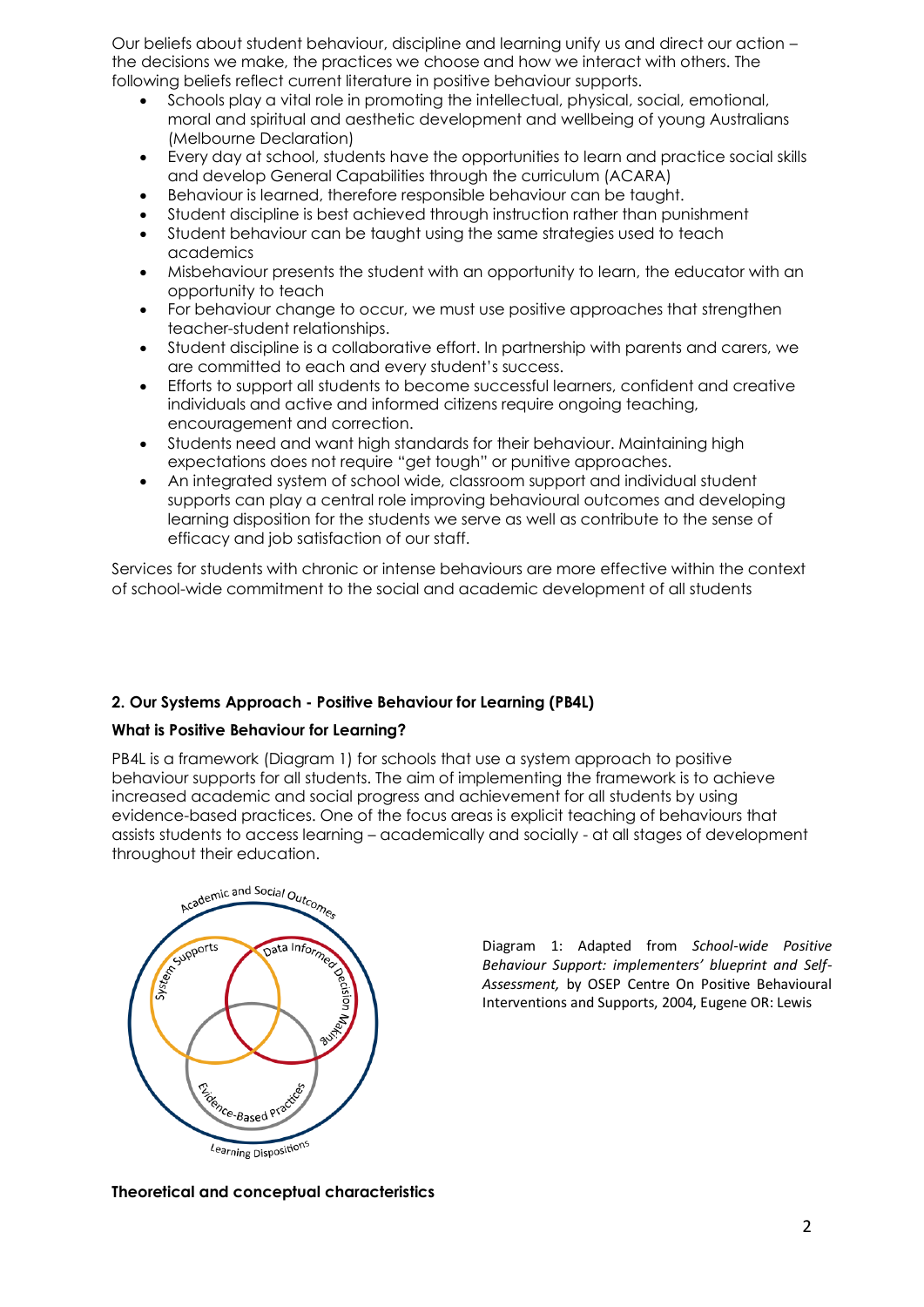Our beliefs about student behaviour, discipline and learning unify us and direct our action – the decisions we make, the practices we choose and how we interact with others. The following beliefs reflect current literature in positive behaviour supports.

- Schools play a vital role in promoting the intellectual, physical, social, emotional, moral and spiritual and aesthetic development and wellbeing of young Australians (Melbourne Declaration)
- Every day at school, students have the opportunities to learn and practice social skills and develop General Capabilities through the curriculum (ACARA)
- Behaviour is learned, therefore responsible behaviour can be taught.
- Student discipline is best achieved through instruction rather than punishment
- Student behaviour can be taught using the same strategies used to teach academics
- Misbehaviour presents the student with an opportunity to learn, the educator with an opportunity to teach
- For behaviour change to occur, we must use positive approaches that strengthen teacher-student relationships.
- Student discipline is a collaborative effort. In partnership with parents and carers, we are committed to each and every student's success.
- Efforts to support all students to become successful learners, confident and creative individuals and active and informed citizens require ongoing teaching, encouragement and correction.
- Students need and want high standards for their behaviour. Maintaining high expectations does not require "get tough" or punitive approaches.
- An integrated system of school wide, classroom support and individual student supports can play a central role improving behavioural outcomes and developing learning disposition for the students we serve as well as contribute to the sense of efficacy and job satisfaction of our staff.

Services for students with chronic or intense behaviours are more effective within the context of school-wide commitment to the social and academic development of all students

## 2. Our Systems Approach - Positive Behaviour for Learning (PB4L)

### What is Positive Behaviour for Learning?

PB4L is a framework (Diagram 1) for schools that use a system approach to positive behaviour supports for all students. The aim of implementing the framework is to achieve increased academic and social progress and achievement for all students by using evidence-based practices. One of the focus areas is explicit teaching of behaviours that assists students to access learning – academically and socially - at all stages of development throughout their education.

Academic and Social Outcomes

System Supports

Data Informed Decision Making

Evidence-Based Practices

Learning Dispositions

Diagram 1: Adapted from *School-wide Positive Behaviour Support: implementers' blueprint and Self-Assessment,* by OSEP Centre On Positive Behavioural Interventions and Supports, 2004, Eugene OR: Lewis

**Theoretical and conceptual characteristics**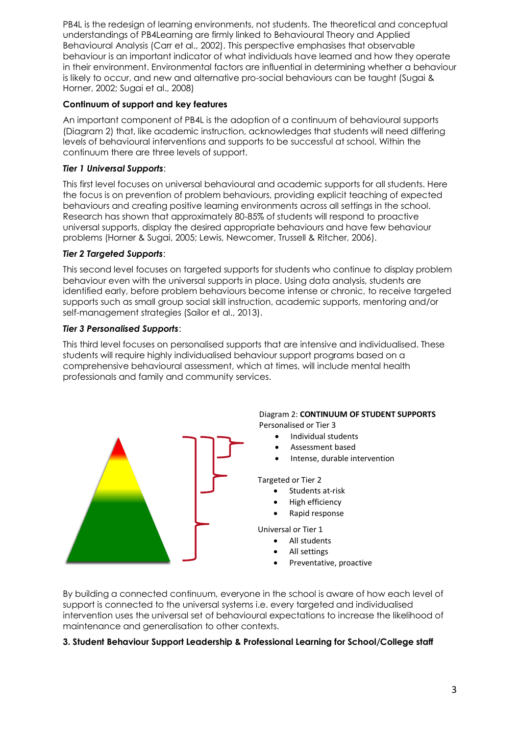PB4L is the redesign of learning environments, not students. The theoretical and conceptual understandings of PB4Learning are firmly linked to Behavioural Theory and Applied Behavioural Analysis (Carr et al., 2002). This perspective emphasises that observable behaviour is an important indicator of what individuals have learned and how they operate in their environment. Environmental factors are influential in determining whether a behaviour is likely to occur, and new and alternative pro-social behaviours can be taught (Sugai & Horner, 2002; Sugai et al., 2008)

**Continuum of support and key features**

An important component of PB4L is the adoption of a continuum of behavioural supports (Diagram 2) that, like academic instruction, acknowledges that students will need differing levels of behavioural interventions and supports to be successful at school. Within the continuum there are three levels of support.

***Tier 1 Universal Supports***:

This first level focuses on universal behavioural and academic supports for all students. Here the focus is on prevention of problem behaviours, providing explicit teaching of expected behaviours and creating positive learning environments across all settings in the school. Research has shown that approximately 80-85% of students will respond to proactive universal supports, display the desired appropriate behaviours and have few behaviour problems (Horner & Sugai, 2005; Lewis, Newcomer, Trussell & Ritcher, 2006).

***Tier 2 Targeted Supports***:

This second level focuses on targeted supports for students who continue to display problem behaviour even with the universal supports in place. Using data analysis, students are identified early, before problem behaviours become intense or chronic, to receive targeted supports such as small group social skill instruction, academic supports, mentoring and/or self-management strategies (Sailor et al., 2013).

***Tier 3 Personalised Supports***:

This third level focuses on personalised supports that are intensive and individualised. These students will require highly individualised behaviour support programs based on a comprehensive behavioural assessment, which at times, will include mental health professionals and family and community services.

Diagram 2: **CONTINUUM OF STUDENT SUPPORTS**

Personalised or Tier 3
- Individual students
- Assessment based
- Intense, durable intervention

Targeted or Tier 2
- Students at-risk
- High efficiency
- Rapid response

Universal or Tier 1
- All students
- All settings
- Preventative, proactive

By building a connected continuum, everyone in the school is aware of how each level of support is connected to the universal systems i.e. every targeted and individualised intervention uses the universal set of behavioural expectations to increase the likelihood of maintenance and generalisation to other contexts.

**3. Student Behaviour Support Leadership & Professional Learning for School/College staff**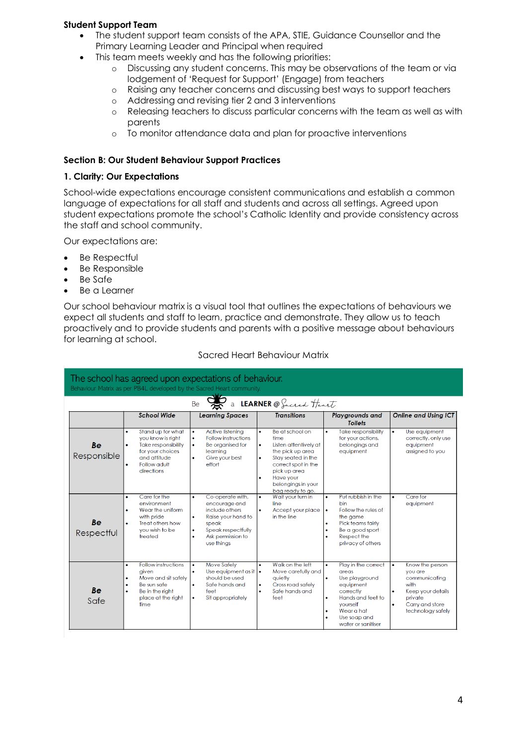**Student Support Team**

- The student support team consists of the APA, STIE, Guidance Counsellor and the Primary Learning Leader and Principal when required
- This team meets weekly and has the following priorities:
  - Discussing any student concerns. This may be observations of the team or via lodgement of 'Request for Support' (Engage) from teachers
  - Raising any teacher concerns and discussing best ways to support teachers
  - Addressing and revising tier 2 and 3 interventions
  - Releasing teachers to discuss particular concerns with the team as well as with parents
  - To monitor attendance data and plan for proactive interventions

## Section B: Our Student Behaviour Support Practices

### 1. Clarity: Our Expectations

School-wide expectations encourage consistent communications and establish a common language of expectations for all staff and students and across all settings. Agreed upon student expectations promote the school's Catholic Identity and provide consistency across the staff and school community.

Our expectations are:

- Be Respectful
- Be Responsible
- Be Safe
- Be a Learner

Our school behaviour matrix is a visual tool that outlines the expectations of behaviours we expect all students and staff to learn, practice and demonstrate. They allow us to teach proactively and to provide students and parents with a positive message about behaviours for learning at school.

Sacred Heart Behaviour Matrix

The school has agreed upon expectations of behaviour.

Behaviour Matrix as per PB4L developed by the Sacred Heart community.

Be a LEARNER @ Sacred Heart

| | School Wide | Learning Spaces | Transitions | Playgrounds and Toilets | Online and Using ICT |
|---|---|---|---|---|---|
| **Be** Responsible | • Stand up for what you know is right<br>• Take responsibility for your choices and attitude<br>• Follow adult directions | • Active listening<br>• Follow instructions<br>• Be organised for learning<br>• Give your best effort | • Be at school on time<br>• Listen attentively at the pick up area<br>• Stay seated in the correct spot in the pick up area<br>• Have your belongings in your bag ready to go. | • Take responsibility for your actions, belongings and equipment | • Use equipment correctly, only use equipment assigned to you |
| **Be** Respectful | • Care for the environment<br>• Wear the uniform with pride<br>• Treat others how you wish to be treated | • Co-operate with, encourage and include others<br>• Raise your hand to speak<br>• Speak respectfully<br>• Ask permission to use things | • Wait your turn in line<br>• Accept your place in the line | • Put rubbish in the bin<br>• Follow the rules of the game<br>• Pick teams fairly<br>• Be a good sport<br>• Respect the privacy of others | • Care for equipment |
| **Be** Safe | • Follow instructions given<br>• Move and sit safely<br>• Be sun safe<br>• Be in the right place at the right time | • Move Safely<br>• Use equipment as it should be used<br>• Safe hands and feet<br>• Sit appropriately | • Walk on the left<br>• Move carefully and quietly<br>• Cross road safely<br>• Safe hands and feet | • Play in the correct areas<br>• Use playground equipment correctly<br>• Hands and feet to yourself<br>• Wear a hat<br>• Use soap and water or sanitiser | • Know the person you are communicating with<br>• Keep your details private<br>• Carry and store technology safely |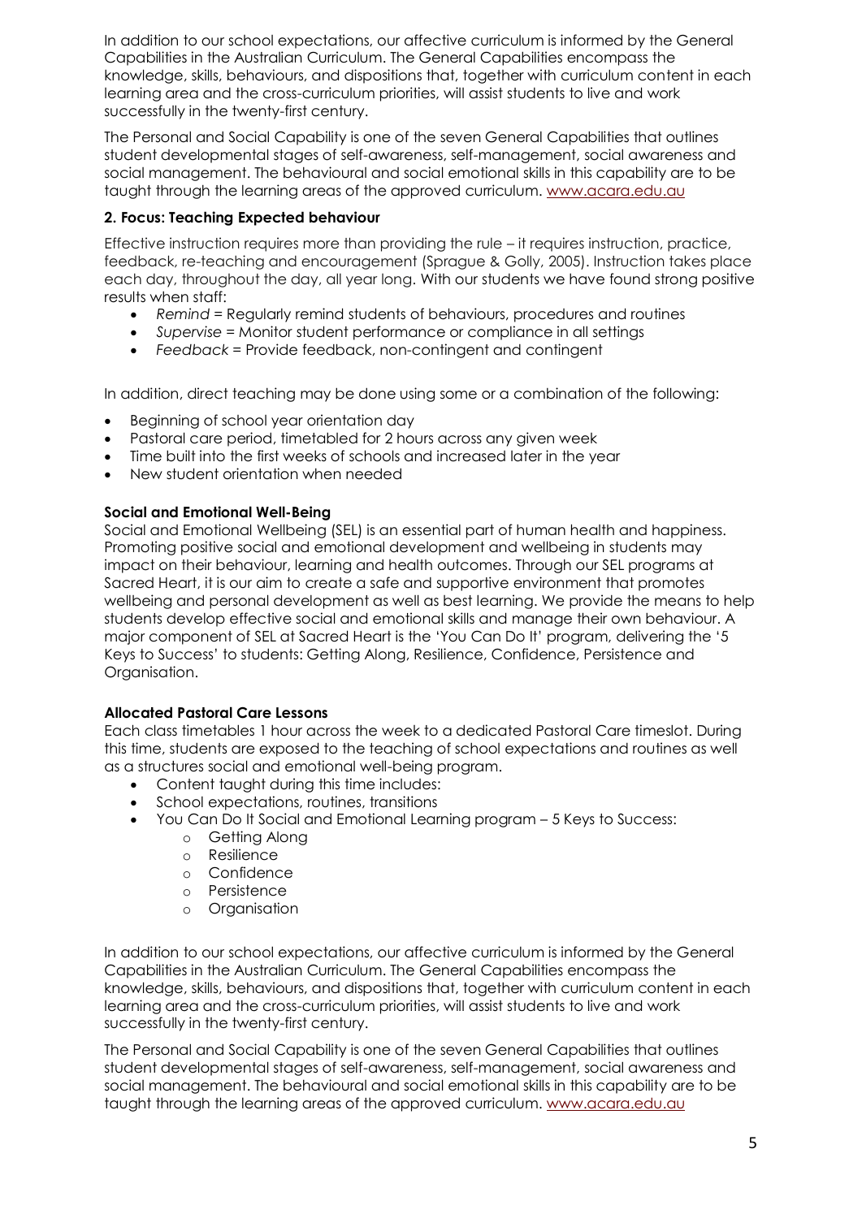In addition to our school expectations, our affective curriculum is informed by the General Capabilities in the Australian Curriculum. The General Capabilities encompass the knowledge, skills, behaviours, and dispositions that, together with curriculum content in each learning area and the cross-curriculum priorities, will assist students to live and work successfully in the twenty-first century.

The Personal and Social Capability is one of the seven General Capabilities that outlines student developmental stages of self-awareness, self-management, social awareness and social management. The behavioural and social emotional skills in this capability are to be taught through the learning areas of the approved curriculum. www.acara.edu.au

### 2. Focus: Teaching Expected behaviour

Effective instruction requires more than providing the rule – it requires instruction, practice, feedback, re-teaching and encouragement (Sprague & Golly, 2005). Instruction takes place each day, throughout the day, all year long. With our students we have found strong positive results when staff:

- *Remind* = Regularly remind students of behaviours, procedures and routines
- *Supervise* = Monitor student performance or compliance in all settings
- *Feedback* = Provide feedback, non-contingent and contingent

In addition, direct teaching may be done using some or a combination of the following:

- Beginning of school year orientation day
- Pastoral care period, timetabled for 2 hours across any given week
- Time built into the first weeks of schools and increased later in the year
- New student orientation when needed

### Social and Emotional Well-Being

Social and Emotional Wellbeing (SEL) is an essential part of human health and happiness. Promoting positive social and emotional development and wellbeing in students may impact on their behaviour, learning and health outcomes. Through our SEL programs at Sacred Heart, it is our aim to create a safe and supportive environment that promotes wellbeing and personal development as well as best learning. We provide the means to help students develop effective social and emotional skills and manage their own behaviour. A major component of SEL at Sacred Heart is the 'You Can Do It' program, delivering the '5 Keys to Success' to students: Getting Along, Resilience, Confidence, Persistence and Organisation.

### Allocated Pastoral Care Lessons

Each class timetables 1 hour across the week to a dedicated Pastoral Care timeslot. During this time, students are exposed to the teaching of school expectations and routines as well as a structures social and emotional well-being program.

- Content taught during this time includes:
- School expectations, routines, transitions
- You Can Do It Social and Emotional Learning program – 5 Keys to Success:
  - Getting Along
  - Resilience
  - Confidence
  - Persistence
  - Organisation

In addition to our school expectations, our affective curriculum is informed by the General Capabilities in the Australian Curriculum. The General Capabilities encompass the knowledge, skills, behaviours, and dispositions that, together with curriculum content in each learning area and the cross-curriculum priorities, will assist students to live and work successfully in the twenty-first century.

The Personal and Social Capability is one of the seven General Capabilities that outlines student developmental stages of self-awareness, self-management, social awareness and social management. The behavioural and social emotional skills in this capability are to be taught through the learning areas of the approved curriculum. www.acara.edu.au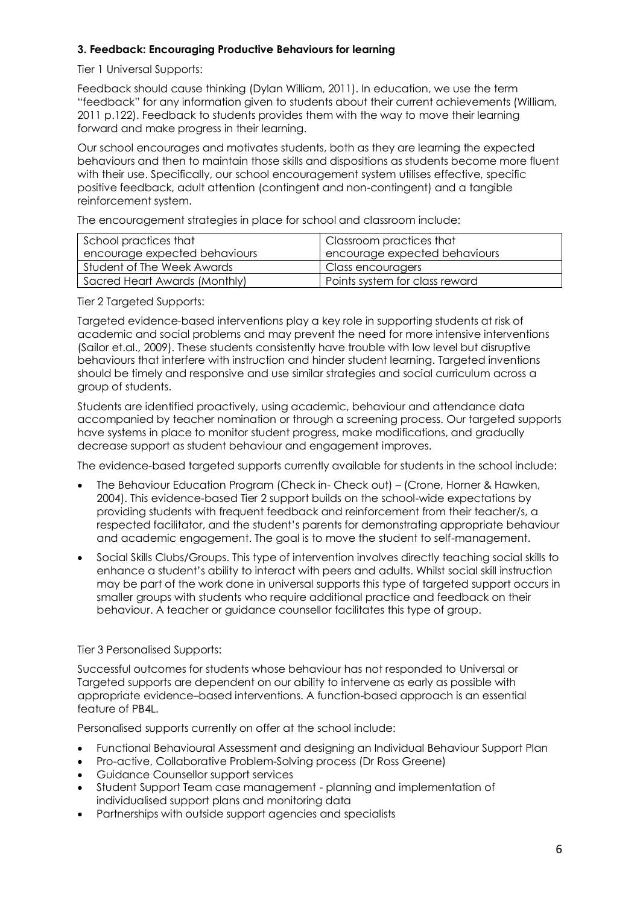### 3. Feedback: Encouraging Productive Behaviours for learning

Tier 1 Universal Supports:

Feedback should cause thinking (Dylan William, 2011). In education, we use the term "feedback" for any information given to students about their current achievements (William, 2011 p.122). Feedback to students provides them with the way to move their learning forward and make progress in their learning.

Our school encourages and motivates students, both as they are learning the expected behaviours and then to maintain those skills and dispositions as students become more fluent with their use. Specifically, our school encouragement system utilises effective, specific positive feedback, adult attention (contingent and non-contingent) and a tangible reinforcement system.

The encouragement strategies in place for school and classroom include:

| School practices that encourage expected behaviours | Classroom practices that encourage expected behaviours |
|---|---|
| Student of The Week Awards | Class encouragers |
| Sacred Heart Awards (Monthly) | Points system for class reward |

Tier 2 Targeted Supports:

Targeted evidence-based interventions play a key role in supporting students at risk of academic and social problems and may prevent the need for more intensive interventions (Sailor et.al., 2009). These students consistently have trouble with low level but disruptive behaviours that interfere with instruction and hinder student learning. Targeted inventions should be timely and responsive and use similar strategies and social curriculum across a group of students.

Students are identified proactively, using academic, behaviour and attendance data accompanied by teacher nomination or through a screening process. Our targeted supports have systems in place to monitor student progress, make modifications, and gradually decrease support as student behaviour and engagement improves.

The evidence-based targeted supports currently available for students in the school include:

- The Behaviour Education Program (Check in- Check out) – (Crone, Horner & Hawken, 2004). This evidence-based Tier 2 support builds on the school-wide expectations by providing students with frequent feedback and reinforcement from their teacher/s, a respected facilitator, and the student's parents for demonstrating appropriate behaviour and academic engagement. The goal is to move the student to self-management.
- Social Skills Clubs/Groups. This type of intervention involves directly teaching social skills to enhance a student's ability to interact with peers and adults. Whilst social skill instruction may be part of the work done in universal supports this type of targeted support occurs in smaller groups with students who require additional practice and feedback on their behaviour. A teacher or guidance counsellor facilitates this type of group.

Tier 3 Personalised Supports:

Successful outcomes for students whose behaviour has not responded to Universal or Targeted supports are dependent on our ability to intervene as early as possible with appropriate evidence–based interventions. A function-based approach is an essential feature of PB4L.

Personalised supports currently on offer at the school include:

- Functional Behavioural Assessment and designing an Individual Behaviour Support Plan
- Pro-active, Collaborative Problem-Solving process (Dr Ross Greene)
- Guidance Counsellor support services
- Student Support Team case management - planning and implementation of individualised support plans and monitoring data
- Partnerships with outside support agencies and specialists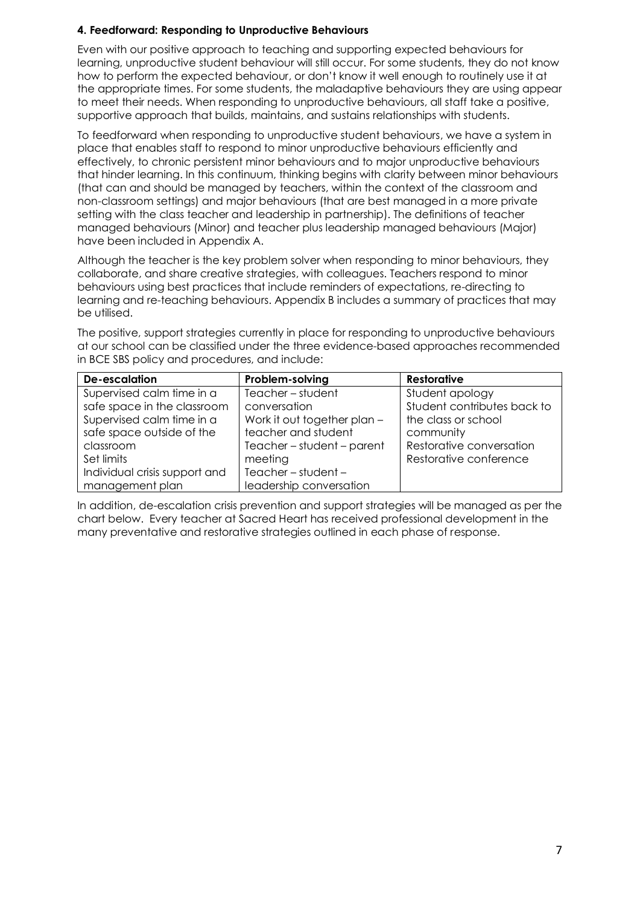### 4. Feedforward: Responding to Unproductive Behaviours

Even with our positive approach to teaching and supporting expected behaviours for learning, unproductive student behaviour will still occur. For some students, they do not know how to perform the expected behaviour, or don't know it well enough to routinely use it at the appropriate times. For some students, the maladaptive behaviours they are using appear to meet their needs. When responding to unproductive behaviours, all staff take a positive, supportive approach that builds, maintains, and sustains relationships with students.

To feedforward when responding to unproductive student behaviours, we have a system in place that enables staff to respond to minor unproductive behaviours efficiently and effectively, to chronic persistent minor behaviours and to major unproductive behaviours that hinder learning. In this continuum, thinking begins with clarity between minor behaviours (that can and should be managed by teachers, within the context of the classroom and non-classroom settings) and major behaviours (that are best managed in a more private setting with the class teacher and leadership in partnership). The definitions of teacher managed behaviours (Minor) and teacher plus leadership managed behaviours (Major) have been included in Appendix A.

Although the teacher is the key problem solver when responding to minor behaviours, they collaborate, and share creative strategies, with colleagues. Teachers respond to minor behaviours using best practices that include reminders of expectations, re-directing to learning and re-teaching behaviours. Appendix B includes a summary of practices that may be utilised.

The positive, support strategies currently in place for responding to unproductive behaviours at our school can be classified under the three evidence-based approaches recommended in BCE SBS policy and procedures, and include:

| De-escalation | Problem-solving | Restorative |
|---|---|---|
| Supervised calm time in a safe space in the classroom | Teacher – student conversation | Student apology |
| Supervised calm time in a safe space outside of the classroom | Work it out together plan – teacher and student | Student contributes back to the class or school community |
| Set limits | Teacher – student – parent meeting | Restorative conversation |
| Individual crisis support and management plan | Teacher – student – leadership conversation | Restorative conference |

In addition, de-escalation crisis prevention and support strategies will be managed as per the chart below. Every teacher at Sacred Heart has received professional development in the many preventative and restorative strategies outlined in each phase of response.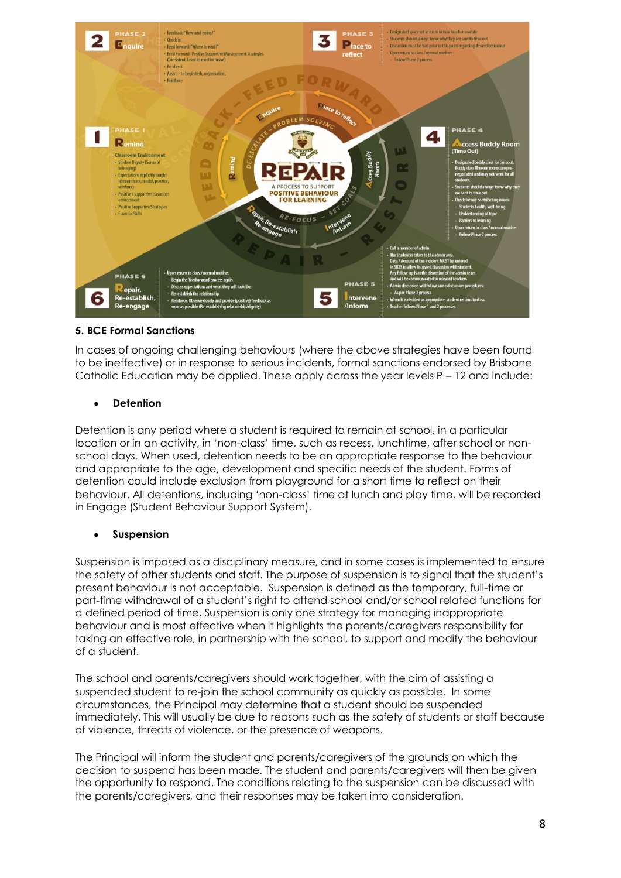**PHASE 1 – Remind**

Classroom Environment

- Student Dignity (Sense of belonging)
- Expectations explicitly taught (demonstrate, model, practice, reinforce)
- Positive / supportive classroom environment
- Positive Supportive Strategies
- Essential Skills

**PHASE 2 – Enquire**

- Feedback: "How am I going?"
- Check in
- Feed forward: "Where to next?"
- Feed Forward - Positive Supportive Management Strategies (Consistent, Least to most intrusive)
- Re-direct
- Assist – to begin task, organisation,
- Reinforce

**PHASE 3 – Place to reflect**

- Designated space set in room or near teacher on duty
- Students should always know why they are sent to time out
- Discussion must be had prior to this point regarding desired behaviour
- Upon return to class / normal routine:
  - Follow Phase 2 process

**PHASE 4 – Access Buddy Room (Time Out)**

- Designated buddy class for timeout. Buddy class Timeout rooms are pre-negotiated and may not work for all students.
- Students should always know why they are sent to time out
- Check for any contributing issues:
  - Students health, well-being
  - Understanding of topic
  - Barriers to learning
- Upon return to class / normal routine:
  - Follow Phase 2 process

**PHASE 5 – Intervene /Inform**

- Call a member of admin
- The student is taken to the admin area. Data / Account of the incident MUST be entered in SBSS to allow focussed discussion with student. Any follow-up is at the discretion of the admin team and will be communicated to relevant teachers
- Admin discussion will follow same discussion procedures:
  - As per Phase 2 process
- When it is decided as appropriate, student returns to class
- Teacher follows Phase 1 and 2 processes

**PHASE 6 – Repair, Re-establish, Re-engage**

- Upon return to class / normal routine:
  - Begin the 'feedforward' process again
  - Discuss expectations and what they will look like
  - Re-establish the relationship
  - Reinforce: Observe closely and provide (positive) feedback as soon as possible (Re-establishing relationship/dignity)

REPAIR – A PROCESS TO SUPPORT POSITIVE BEHAVIOUR FOR LEARNING

### 5. BCE Formal Sanctions

In cases of ongoing challenging behaviours (where the above strategies have been found to be ineffective) or in response to serious incidents, formal sanctions endorsed by Brisbane Catholic Education may be applied. These apply across the year levels P – 12 and include:

- **Detention**

Detention is any period where a student is required to remain at school, in a particular location or in an activity, in 'non-class' time, such as recess, lunchtime, after school or non-school days. When used, detention needs to be an appropriate response to the behaviour and appropriate to the age, development and specific needs of the student. Forms of detention could include exclusion from playground for a short time to reflect on their behaviour. All detentions, including 'non-class' time at lunch and play time, will be recorded in Engage (Student Behaviour Support System).

- **Suspension**

Suspension is imposed as a disciplinary measure, and in some cases is implemented to ensure the safety of other students and staff. The purpose of suspension is to signal that the student's present behaviour is not acceptable. Suspension is defined as the temporary, full-time or part-time withdrawal of a student's right to attend school and/or school related functions for a defined period of time. Suspension is only one strategy for managing inappropriate behaviour and is most effective when it highlights the parents/caregivers responsibility for taking an effective role, in partnership with the school, to support and modify the behaviour of a student.

The school and parents/caregivers should work together, with the aim of assisting a suspended student to re-join the school community as quickly as possible. In some circumstances, the Principal may determine that a student should be suspended immediately. This will usually be due to reasons such as the safety of students or staff because of violence, threats of violence, or the presence of weapons.

The Principal will inform the student and parents/caregivers of the grounds on which the decision to suspend has been made. The student and parents/caregivers will then be given the opportunity to respond. The conditions relating to the suspension can be discussed with the parents/caregivers, and their responses may be taken into consideration.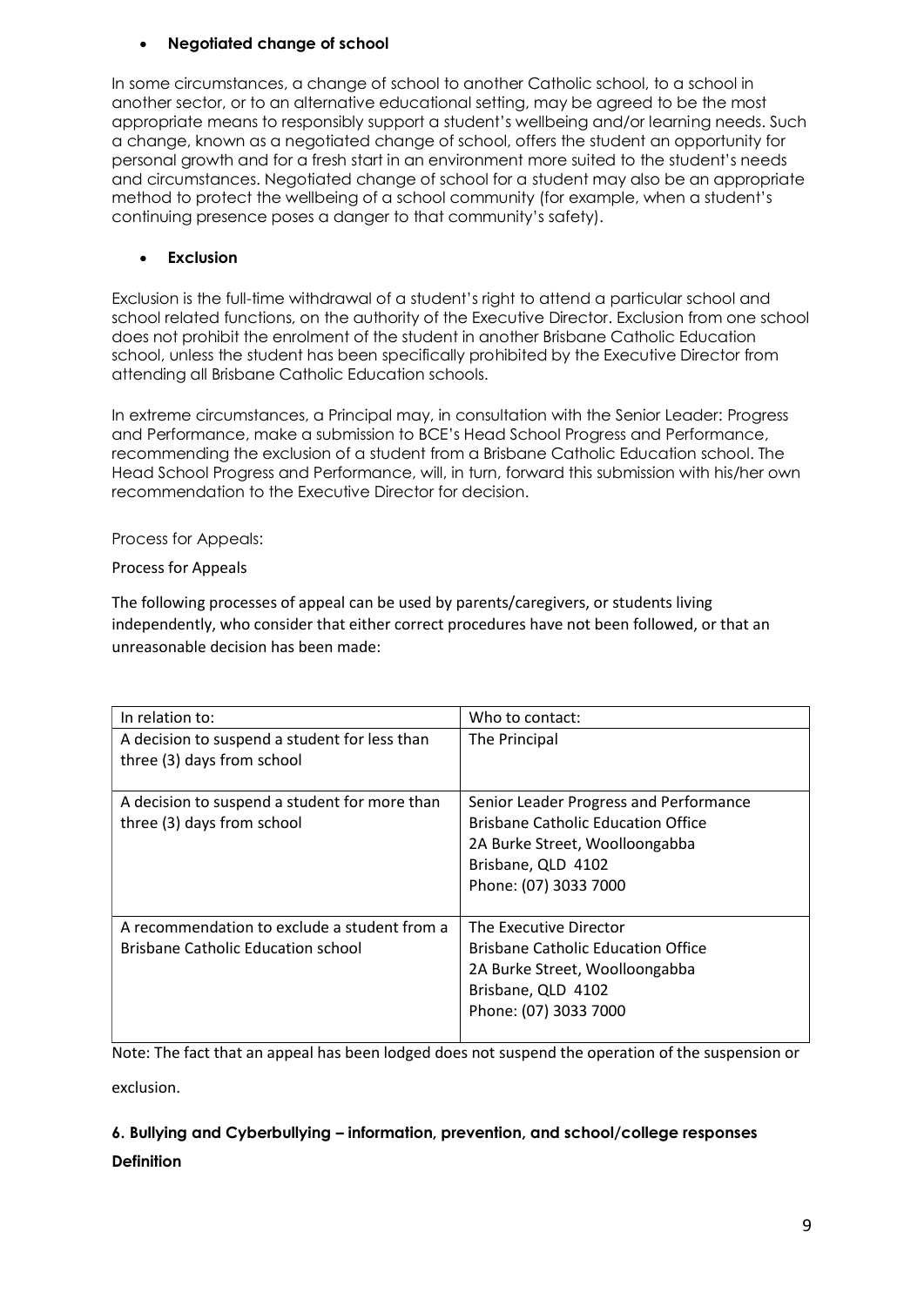- **Negotiated change of school**

In some circumstances, a change of school to another Catholic school, to a school in another sector, or to an alternative educational setting, may be agreed to be the most appropriate means to responsibly support a student's wellbeing and/or learning needs. Such a change, known as a negotiated change of school, offers the student an opportunity for personal growth and for a fresh start in an environment more suited to the student's needs and circumstances. Negotiated change of school for a student may also be an appropriate method to protect the wellbeing of a school community (for example, when a student's continuing presence poses a danger to that community's safety).

- **Exclusion**

Exclusion is the full-time withdrawal of a student's right to attend a particular school and school related functions, on the authority of the Executive Director. Exclusion from one school does not prohibit the enrolment of the student in another Brisbane Catholic Education school, unless the student has been specifically prohibited by the Executive Director from attending all Brisbane Catholic Education schools.

In extreme circumstances, a Principal may, in consultation with the Senior Leader: Progress and Performance, make a submission to BCE's Head School Progress and Performance, recommending the exclusion of a student from a Brisbane Catholic Education school. The Head School Progress and Performance, will, in turn, forward this submission with his/her own recommendation to the Executive Director for decision.

Process for Appeals:

Process for Appeals

The following processes of appeal can be used by parents/caregivers, or students living independently, who consider that either correct procedures have not been followed, or that an unreasonable decision has been made:

| In relation to: | Who to contact: |
|---|---|
| A decision to suspend a student for less than three (3) days from school | The Principal |
| A decision to suspend a student for more than three (3) days from school | Senior Leader Progress and Performance<br>Brisbane Catholic Education Office<br>2A Burke Street, Woolloongabba<br>Brisbane, QLD 4102<br>Phone: (07) 3033 7000 |
| A recommendation to exclude a student from a Brisbane Catholic Education school | The Executive Director<br>Brisbane Catholic Education Office<br>2A Burke Street, Woolloongabba<br>Brisbane, QLD 4102<br>Phone: (07) 3033 7000 |

Note: The fact that an appeal has been lodged does not suspend the operation of the suspension or exclusion.

## 6. Bullying and Cyberbullying – information, prevention, and school/college responses

**Definition**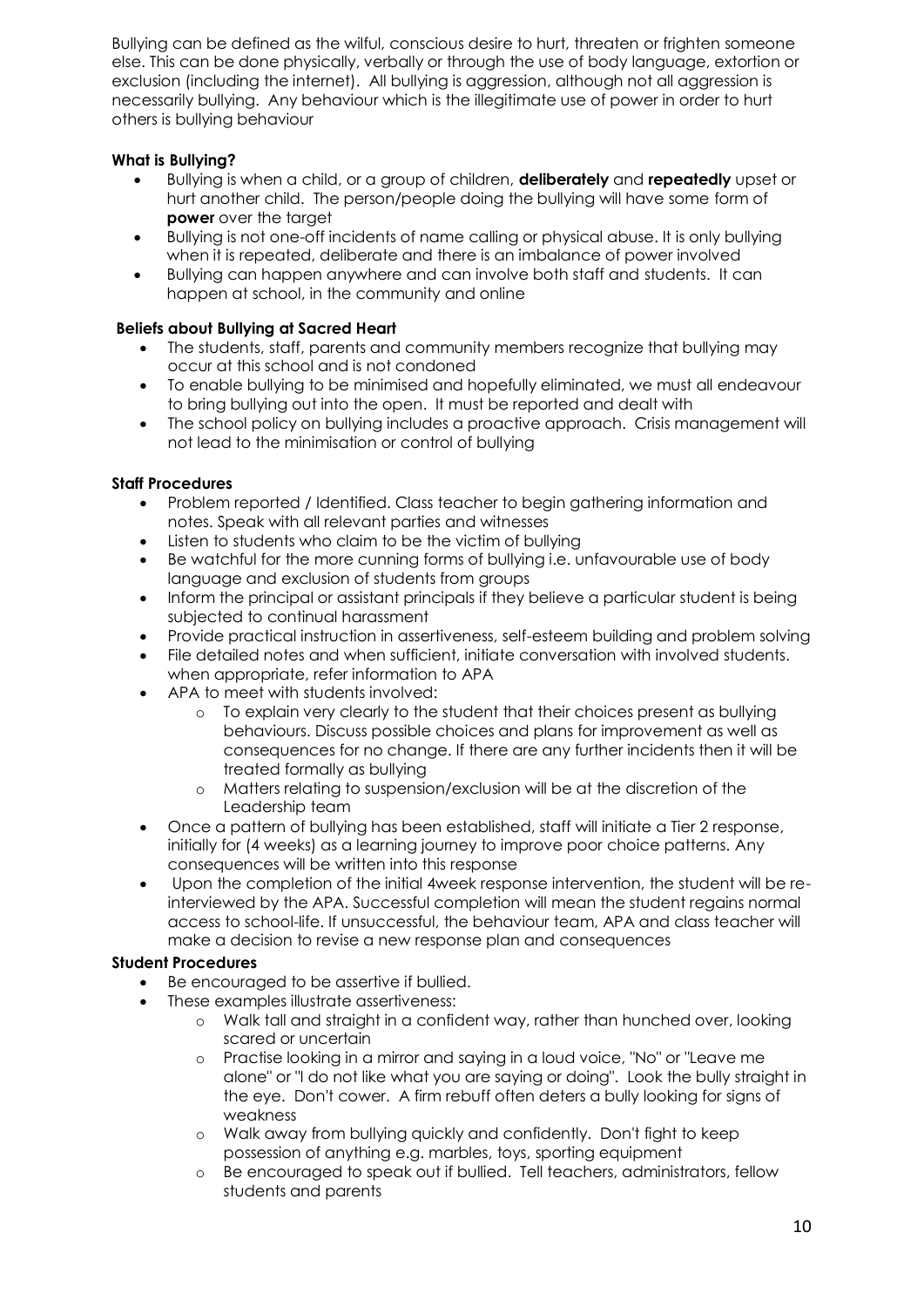Bullying can be defined as the wilful, conscious desire to hurt, threaten or frighten someone else. This can be done physically, verbally or through the use of body language, extortion or exclusion (including the internet). All bullying is aggression, although not all aggression is necessarily bullying. Any behaviour which is the illegitimate use of power in order to hurt others is bullying behaviour

**What is Bullying?**

- Bullying is when a child, or a group of children, **deliberately** and **repeatedly** upset or hurt another child. The person/people doing the bullying will have some form of **power** over the target
- Bullying is not one-off incidents of name calling or physical abuse. It is only bullying when it is repeated, deliberate and there is an imbalance of power involved
- Bullying can happen anywhere and can involve both staff and students. It can happen at school, in the community and online

**Beliefs about Bullying at Sacred Heart**

- The students, staff, parents and community members recognize that bullying may occur at this school and is not condoned
- To enable bullying to be minimised and hopefully eliminated, we must all endeavour to bring bullying out into the open. It must be reported and dealt with
- The school policy on bullying includes a proactive approach. Crisis management will not lead to the minimisation or control of bullying

**Staff Procedures**

- Problem reported / Identified. Class teacher to begin gathering information and notes. Speak with all relevant parties and witnesses
- Listen to students who claim to be the victim of bullying
- Be watchful for the more cunning forms of bullying i.e. unfavourable use of body language and exclusion of students from groups
- Inform the principal or assistant principals if they believe a particular student is being subjected to continual harassment
- Provide practical instruction in assertiveness, self-esteem building and problem solving
- File detailed notes and when sufficient, initiate conversation with involved students. when appropriate, refer information to APA
- APA to meet with students involved:
  - To explain very clearly to the student that their choices present as bullying behaviours. Discuss possible choices and plans for improvement as well as consequences for no change. If there are any further incidents then it will be treated formally as bullying
  - Matters relating to suspension/exclusion will be at the discretion of the Leadership team
- Once a pattern of bullying has been established, staff will initiate a Tier 2 response, initially for (4 weeks) as a learning journey to improve poor choice patterns. Any consequences will be written into this response
- Upon the completion of the initial 4week response intervention, the student will be re-interviewed by the APA. Successful completion will mean the student regains normal access to school-life. If unsuccessful, the behaviour team, APA and class teacher will make a decision to revise a new response plan and consequences

**Student Procedures**

- Be encouraged to be assertive if bullied.
- These examples illustrate assertiveness:
  - Walk tall and straight in a confident way, rather than hunched over, looking scared or uncertain
  - Practise looking in a mirror and saying in a loud voice, "No" or "Leave me alone" or "I do not like what you are saying or doing". Look the bully straight in the eye. Don't cower. A firm rebuff often deters a bully looking for signs of weakness
  - Walk away from bullying quickly and confidently. Don't fight to keep possession of anything e.g. marbles, toys, sporting equipment
  - Be encouraged to speak out if bullied. Tell teachers, administrators, fellow students and parents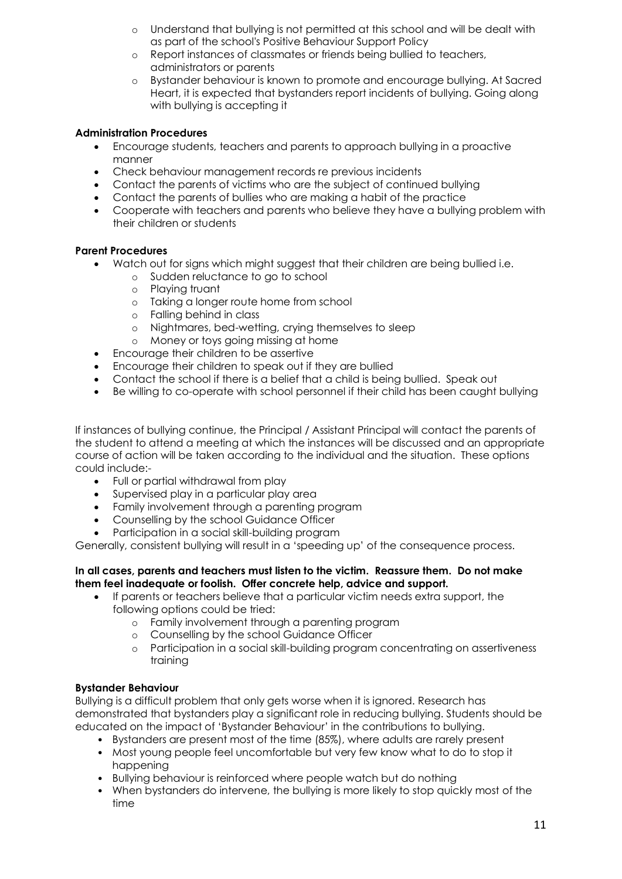- Understand that bullying is not permitted at this school and will be dealt with as part of the school's Positive Behaviour Support Policy
- Report instances of classmates or friends being bullied to teachers, administrators or parents
- Bystander behaviour is known to promote and encourage bullying. At Sacred Heart, it is expected that bystanders report incidents of bullying. Going along with bullying is accepting it

**Administration Procedures**

- Encourage students, teachers and parents to approach bullying in a proactive manner
- Check behaviour management records re previous incidents
- Contact the parents of victims who are the subject of continued bullying
- Contact the parents of bullies who are making a habit of the practice
- Cooperate with teachers and parents who believe they have a bullying problem with their children or students

**Parent Procedures**

- Watch out for signs which might suggest that their children are being bullied i.e.
  - Sudden reluctance to go to school
  - Playing truant
  - Taking a longer route home from school
  - Falling behind in class
  - Nightmares, bed-wetting, crying themselves to sleep
  - Money or toys going missing at home
- Encourage their children to be assertive
- Encourage their children to speak out if they are bullied
- Contact the school if there is a belief that a child is being bullied. Speak out
- Be willing to co-operate with school personnel if their child has been caught bullying

If instances of bullying continue, the Principal / Assistant Principal will contact the parents of the student to attend a meeting at which the instances will be discussed and an appropriate course of action will be taken according to the individual and the situation. These options could include:-

- Full or partial withdrawal from play
- Supervised play in a particular play area
- Family involvement through a parenting program
- Counselling by the school Guidance Officer
- Participation in a social skill-building program

Generally, consistent bullying will result in a 'speeding up' of the consequence process.

**In all cases, parents and teachers must listen to the victim. Reassure them. Do not make them feel inadequate or foolish. Offer concrete help, advice and support.**

- If parents or teachers believe that a particular victim needs extra support, the following options could be tried:
  - Family involvement through a parenting program
  - Counselling by the school Guidance Officer
  - Participation in a social skill-building program concentrating on assertiveness training

**Bystander Behaviour**

Bullying is a difficult problem that only gets worse when it is ignored. Research has demonstrated that bystanders play a significant role in reducing bullying. Students should be educated on the impact of 'Bystander Behaviour' in the contributions to bullying.

- Bystanders are present most of the time (85%), where adults are rarely present
- Most young people feel uncomfortable but very few know what to do to stop it happening
- Bullying behaviour is reinforced where people watch but do nothing
- When bystanders do intervene, the bullying is more likely to stop quickly most of the time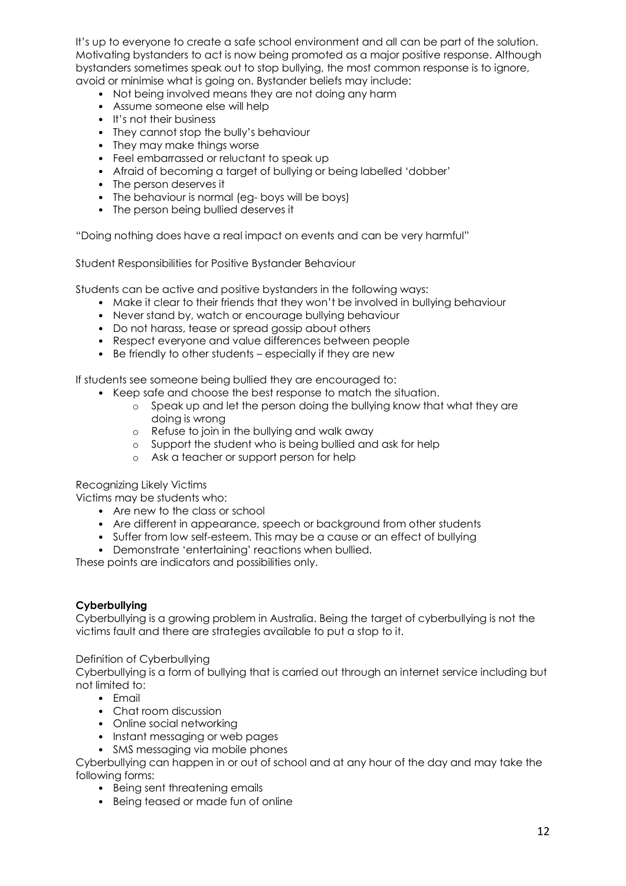It's up to everyone to create a safe school environment and all can be part of the solution. Motivating bystanders to act is now being promoted as a major positive response. Although bystanders sometimes speak out to stop bullying, the most common response is to ignore, avoid or minimise what is going on. Bystander beliefs may include:

- Not being involved means they are not doing any harm
- Assume someone else will help
- It's not their business
- They cannot stop the bully's behaviour
- They may make things worse
- Feel embarrassed or reluctant to speak up
- Afraid of becoming a target of bullying or being labelled 'dobber'
- The person deserves it
- The behaviour is normal (eg- boys will be boys)
- The person being bullied deserves it

"Doing nothing does have a real impact on events and can be very harmful"

Student Responsibilities for Positive Bystander Behaviour

Students can be active and positive bystanders in the following ways:

- Make it clear to their friends that they won't be involved in bullying behaviour
- Never stand by, watch or encourage bullying behaviour
- Do not harass, tease or spread gossip about others
- Respect everyone and value differences between people
- Be friendly to other students – especially if they are new

If students see someone being bullied they are encouraged to:

- Keep safe and choose the best response to match the situation.
  - Speak up and let the person doing the bullying know that what they are doing is wrong
  - Refuse to join in the bullying and walk away
  - Support the student who is being bullied and ask for help
  - Ask a teacher or support person for help

Recognizing Likely Victims

Victims may be students who:

- Are new to the class or school
- Are different in appearance, speech or background from other students
- Suffer from low self-esteem. This may be a cause or an effect of bullying
- Demonstrate 'entertaining' reactions when bullied.

These points are indicators and possibilities only.

**Cyberbullying**

Cyberbullying is a growing problem in Australia. Being the target of cyberbullying is not the victims fault and there are strategies available to put a stop to it.

Definition of Cyberbullying

Cyberbullying is a form of bullying that is carried out through an internet service including but not limited to:

- Email
- Chat room discussion
- Online social networking
- Instant messaging or web pages
- SMS messaging via mobile phones

Cyberbullying can happen in or out of school and at any hour of the day and may take the following forms:

- Being sent threatening emails
- Being teased or made fun of online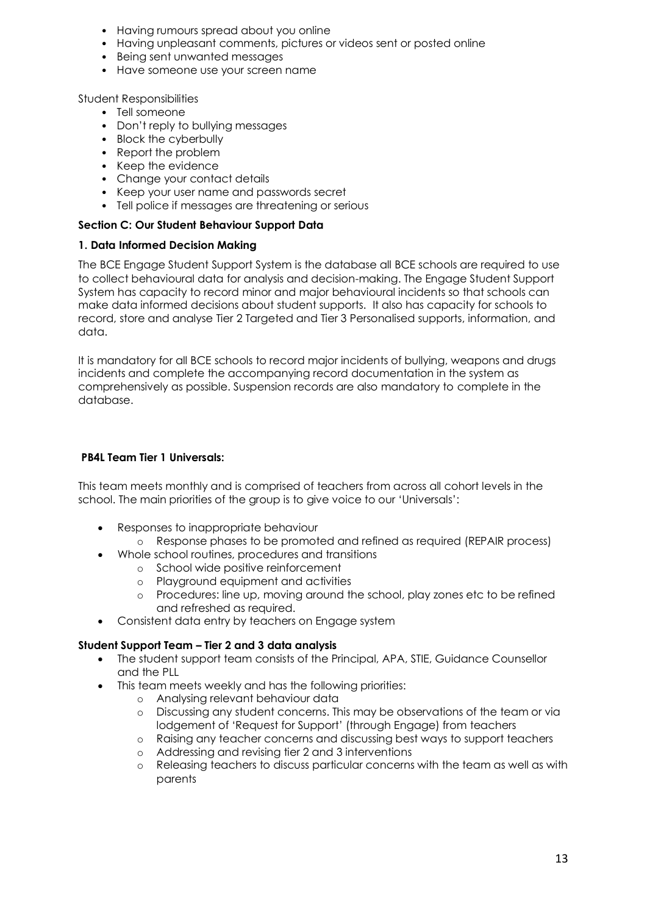- Having rumours spread about you online
- Having unpleasant comments, pictures or videos sent or posted online
- Being sent unwanted messages
- Have someone use your screen name

Student Responsibilities

- Tell someone
- Don't reply to bullying messages
- Block the cyberbully
- Report the problem
- Keep the evidence
- Change your contact details
- Keep your user name and passwords secret
- Tell police if messages are threatening or serious

**Section C: Our Student Behaviour Support Data**

**1. Data Informed Decision Making**

The BCE Engage Student Support System is the database all BCE schools are required to use to collect behavioural data for analysis and decision-making. The Engage Student Support System has capacity to record minor and major behavioural incidents so that schools can make data informed decisions about student supports. It also has capacity for schools to record, store and analyse Tier 2 Targeted and Tier 3 Personalised supports, information, and data.

It is mandatory for all BCE schools to record major incidents of bullying, weapons and drugs incidents and complete the accompanying record documentation in the system as comprehensively as possible. Suspension records are also mandatory to complete in the database.

**PB4L Team Tier 1 Universals:**

This team meets monthly and is comprised of teachers from across all cohort levels in the school. The main priorities of the group is to give voice to our 'Universals':

- Responses to inappropriate behaviour
  - Response phases to be promoted and refined as required (REPAIR process)
- Whole school routines, procedures and transitions
  - School wide positive reinforcement
  - Playground equipment and activities
  - Procedures: line up, moving around the school, play zones etc to be refined and refreshed as required.
- Consistent data entry by teachers on Engage system

**Student Support Team – Tier 2 and 3 data analysis**

- The student support team consists of the Principal, APA, STIE, Guidance Counsellor and the PLL
- This team meets weekly and has the following priorities:
  - Analysing relevant behaviour data
  - Discussing any student concerns. This may be observations of the team or via lodgement of 'Request for Support' (through Engage) from teachers
  - Raising any teacher concerns and discussing best ways to support teachers
  - Addressing and revising tier 2 and 3 interventions
  - Releasing teachers to discuss particular concerns with the team as well as with parents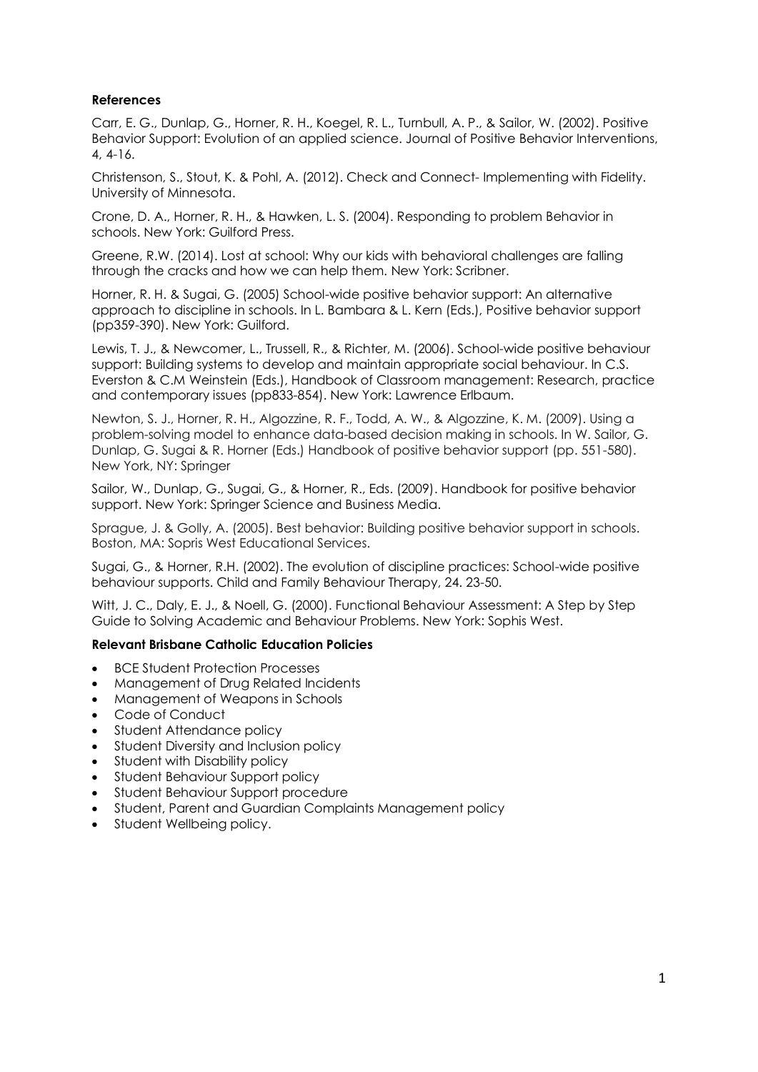**References**

Carr, E. G., Dunlap, G., Horner, R. H., Koegel, R. L., Turnbull, A. P., & Sailor, W. (2002). Positive Behavior Support: Evolution of an applied science. Journal of Positive Behavior Interventions, 4, 4-16.

Christenson, S., Stout, K. & Pohl, A. (2012). Check and Connect- Implementing with Fidelity. University of Minnesota.

Crone, D. A., Horner, R. H., & Hawken, L. S. (2004). Responding to problem Behavior in schools. New York: Guilford Press.

Greene, R.W. (2014). Lost at school: Why our kids with behavioral challenges are falling through the cracks and how we can help them. New York: Scribner.

Horner, R. H. & Sugai, G. (2005) School-wide positive behavior support: An alternative approach to discipline in schools. In L. Bambara & L. Kern (Eds.), Positive behavior support (pp359-390). New York: Guilford.

Lewis, T. J., & Newcomer, L., Trussell, R., & Richter, M. (2006). School-wide positive behaviour support: Building systems to develop and maintain appropriate social behaviour. In C.S. Everston & C.M Weinstein (Eds.), Handbook of Classroom management: Research, practice and contemporary issues (pp833-854). New York: Lawrence Erlbaum.

Newton, S. J., Horner, R. H., Algozzine, R. F., Todd, A. W., & Algozzine, K. M. (2009). Using a problem-solving model to enhance data-based decision making in schools. In W. Sailor, G. Dunlap, G. Sugai & R. Horner (Eds.) Handbook of positive behavior support (pp. 551-580). New York, NY: Springer

Sailor, W., Dunlap, G., Sugai, G., & Horner, R., Eds. (2009). Handbook for positive behavior support. New York: Springer Science and Business Media.

Sprague, J. & Golly, A. (2005). Best behavior: Building positive behavior support in schools. Boston, MA: Sopris West Educational Services.

Sugai, G., & Horner, R.H. (2002). The evolution of discipline practices: School-wide positive behaviour supports. Child and Family Behaviour Therapy, 24. 23-50.

Witt, J. C., Daly, E. J., & Noell, G. (2000). Functional Behaviour Assessment: A Step by Step Guide to Solving Academic and Behaviour Problems. New York: Sophis West.

**Relevant Brisbane Catholic Education Policies**

- BCE Student Protection Processes
- Management of Drug Related Incidents
- Management of Weapons in Schools
- Code of Conduct
- Student Attendance policy
- Student Diversity and Inclusion policy
- Student with Disability policy
- Student Behaviour Support policy
- Student Behaviour Support procedure
- Student, Parent and Guardian Complaints Management policy
- Student Wellbeing policy.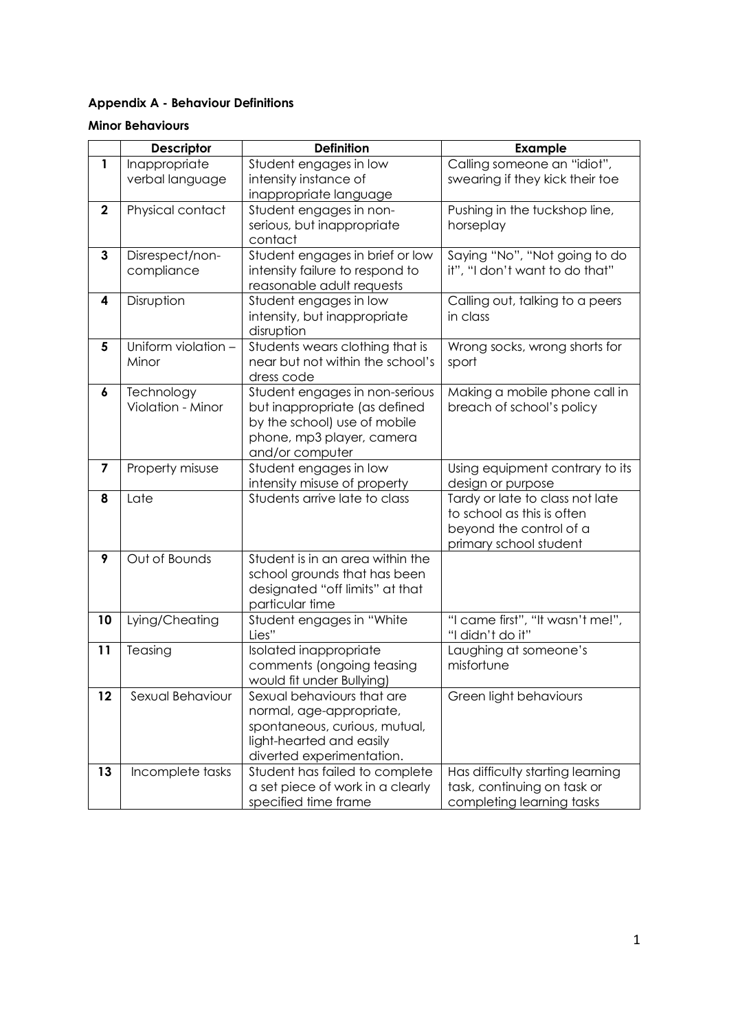**Appendix A - Behaviour Definitions**

**Minor Behaviours**

| | Descriptor | Definition | Example |
|---|---|---|---|
| 1 | Inappropriate verbal language | Student engages in low intensity instance of inappropriate language | Calling someone an "idiot", swearing if they kick their toe |
| 2 | Physical contact | Student engages in non-serious, but inappropriate contact | Pushing in the tuckshop line, horseplay |
| 3 | Disrespect/non-compliance | Student engages in brief or low intensity failure to respond to reasonable adult requests | Saying "No", "Not going to do it", "I don't want to do that" |
| 4 | Disruption | Student engages in low intensity, but inappropriate disruption | Calling out, talking to a peers in class |
| 5 | Uniform violation – Minor | Students wears clothing that is near but not within the school's dress code | Wrong socks, wrong shorts for sport |
| 6 | Technology Violation - Minor | Student engages in non-serious but inappropriate (as defined by the school) use of mobile phone, mp3 player, camera and/or computer | Making a mobile phone call in breach of school's policy |
| 7 | Property misuse | Student engages in low intensity misuse of property | Using equipment contrary to its design or purpose |
| 8 | Late | Students arrive late to class | Tardy or late to class not late to school as this is often beyond the control of a primary school student |
| 9 | Out of Bounds | Student is in an area within the school grounds that has been designated "off limits" at that particular time | |
| 10 | Lying/Cheating | Student engages in "White Lies" | "I came first", "It wasn't me!", "I didn't do it" |
| 11 | Teasing | Isolated inappropriate comments (ongoing teasing would fit under Bullying) | Laughing at someone's misfortune |
| 12 | Sexual Behaviour | Sexual behaviours that are normal, age-appropriate, spontaneous, curious, mutual, light-hearted and easily diverted experimentation. | Green light behaviours |
| 13 | Incomplete tasks | Student has failed to complete a set piece of work in a clearly specified time frame | Has difficulty starting learning task, continuing on task or completing learning tasks |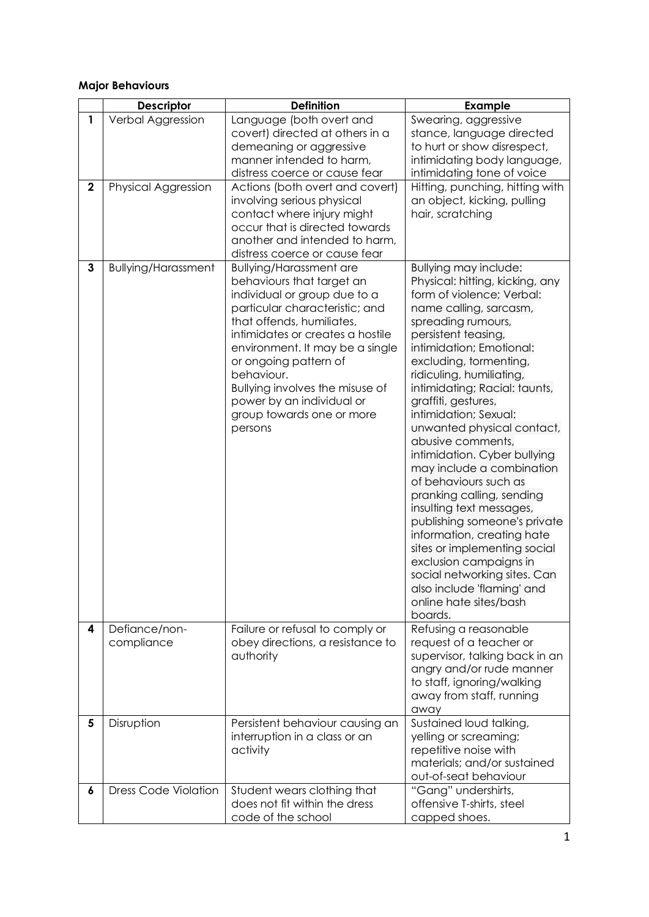**Major Behaviours**

| | Descriptor | Definition | Example |
|---|---|---|---|
| **1** | Verbal Aggression | Language (both overt and covert) directed at others in a demeaning or aggressive manner intended to harm, distress coerce or cause fear | Swearing, aggressive stance, language directed to hurt or show disrespect, intimidating body language, intimidating tone of voice |
| **2** | Physical Aggression | Actions (both overt and covert) involving serious physical contact where injury might occur that is directed towards another and intended to harm, distress coerce or cause fear | Hitting, punching, hitting with an object, kicking, pulling hair, scratching |
| **3** | Bullying/Harassment | Bullying/Harassment are behaviours that target an individual or group due to a particular characteristic; and that offends, humiliates, intimidates or creates a hostile environment. It may be a single or ongoing pattern of behaviour. Bullying involves the misuse of power by an individual or group towards one or more persons | Bullying may include: Physical: hitting, kicking, any form of violence; Verbal: name calling, sarcasm, spreading rumours, persistent teasing, intimidation; Emotional: excluding, tormenting, ridiculing, humiliating, intimidating; Racial: taunts, graffiti, gestures, intimidation; Sexual: unwanted physical contact, abusive comments, intimidation. Cyber bullying may include a combination of behaviours such as pranking calling, sending insulting text messages, publishing someone's private information, creating hate sites or implementing social exclusion campaigns in social networking sites. Can also include 'flaming' and online hate sites/bash boards. |
| **4** | Defiance/non-compliance | Failure or refusal to comply or obey directions, a resistance to authority | Refusing a reasonable request of a teacher or supervisor, talking back in an angry and/or rude manner to staff, ignoring/walking away from staff, running away |
| **5** | Disruption | Persistent behaviour causing an interruption in a class or an activity | Sustained loud talking, yelling or screaming; repetitive noise with materials; and/or sustained out-of-seat behaviour |
| **6** | Dress Code Violation | Student wears clothing that does not fit within the dress code of the school | "Gang" undershirts, offensive T-shirts, steel capped shoes. |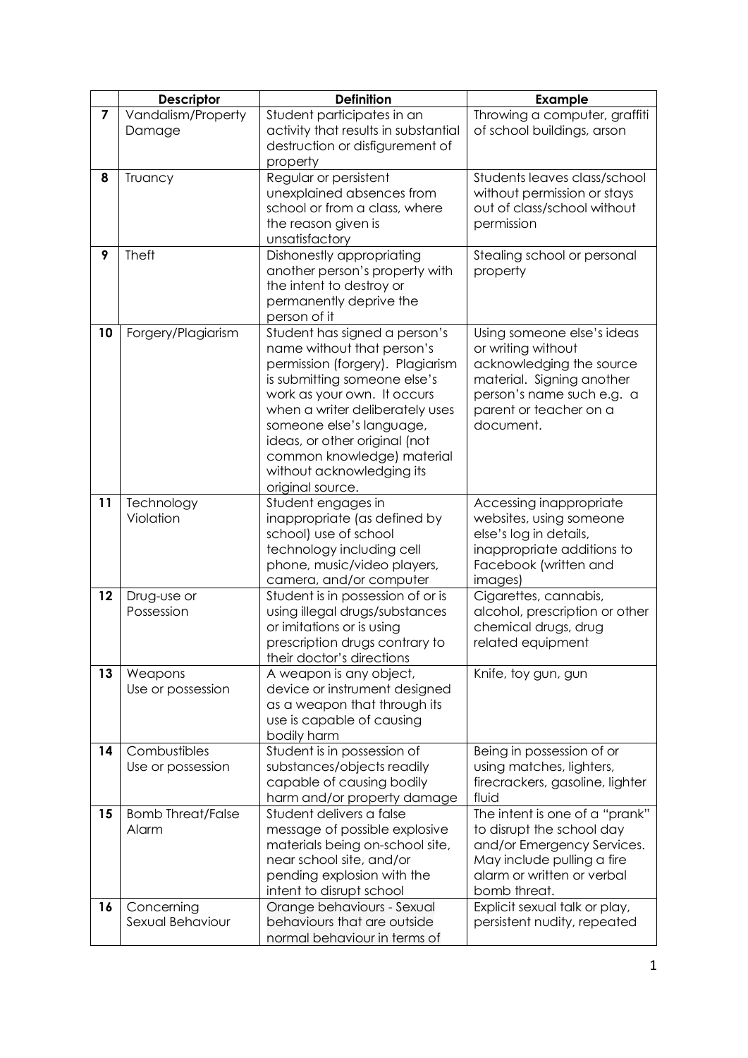|  | Descriptor | Definition | Example |
| --- | --- | --- | --- |
| 7 | Vandalism/Property Damage | Student participates in an activity that results in substantial destruction or disfigurement of property | Throwing a computer, graffiti of school buildings, arson |
| 8 | Truancy | Regular or persistent unexplained absences from school or from a class, where the reason given is unsatisfactory | Students leaves class/school without permission or stays out of class/school without permission |
| 9 | Theft | Dishonestly appropriating another person's property with the intent to destroy or permanently deprive the person of it | Stealing school or personal property |
| 10 | Forgery/Plagiarism | Student has signed a person's name without that person's permission (forgery). Plagiarism is submitting someone else's work as your own. It occurs when a writer deliberately uses someone else's language, ideas, or other original (not common knowledge) material without acknowledging its original source. | Using someone else's ideas or writing without acknowledging the source material. Signing another person's name such e.g. a parent or teacher on a document. |
| 11 | Technology Violation | Student engages in inappropriate (as defined by school) use of school technology including cell phone, music/video players, camera, and/or computer | Accessing inappropriate websites, using someone else's log in details, inappropriate additions to Facebook (written and images) |
| 12 | Drug-use or Possession | Student is in possession of or is using illegal drugs/substances or imitations or is using prescription drugs contrary to their doctor's directions | Cigarettes, cannabis, alcohol, prescription or other chemical drugs, drug related equipment |
| 13 | Weapons Use or possession | A weapon is any object, device or instrument designed as a weapon that through its use is capable of causing bodily harm | Knife, toy gun, gun |
| 14 | Combustibles Use or possession | Student is in possession of substances/objects readily capable of causing bodily harm and/or property damage | Being in possession of or using matches, lighters, firecrackers, gasoline, lighter fluid |
| 15 | Bomb Threat/False Alarm | Student delivers a false message of possible explosive materials being on-school site, near school site, and/or pending explosion with the intent to disrupt school | The intent is one of a "prank" to disrupt the school day and/or Emergency Services. May include pulling a fire alarm or written or verbal bomb threat. |
| 16 | Concerning Sexual Behaviour | Orange behaviours - Sexual behaviours that are outside normal behaviour in terms of | Explicit sexual talk or play, persistent nudity, repeated |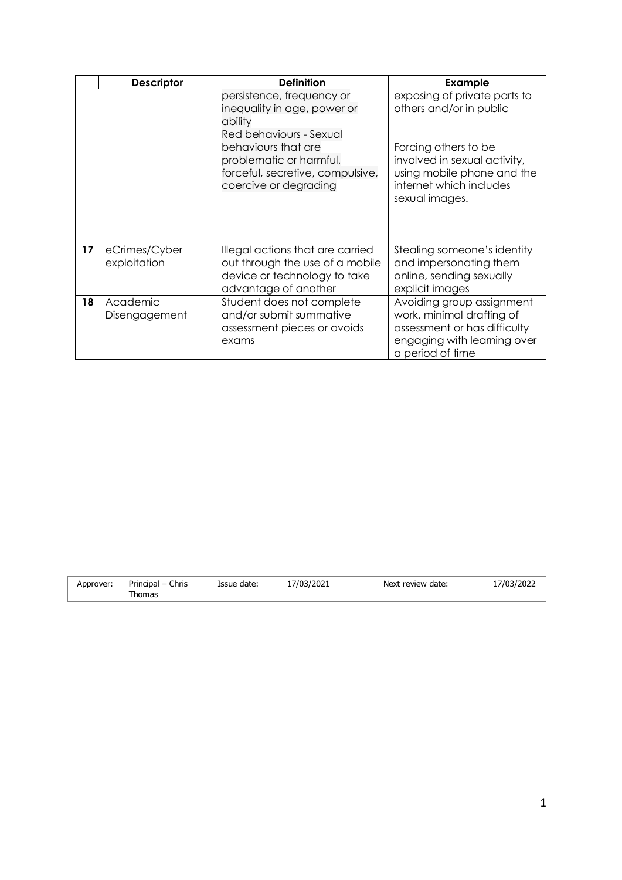| | Descriptor | Definition | Example |
|---|---|---|---|
| | | persistence, frequency or inequality in age, power or ability<br>Red behaviours - Sexual behaviours that are problematic or harmful, forceful, secretive, compulsive, coercive or degrading | exposing of private parts to others and/or in public<br><br>Forcing others to be involved in sexual activity, using mobile phone and the internet which includes sexual images. |
| **17** | eCrimes/Cyber exploitation | Illegal actions that are carried out through the use of a mobile device or technology to take advantage of another | Stealing someone's identity and impersonating them online, sending sexually explicit images |
| **18** | Academic Disengagement | Student does not complete and/or submit summative assessment pieces or avoids exams | Avoiding group assignment work, minimal drafting of assessment or has difficulty engaging with learning over a period of time |

| Approver: | Principal – Chris Thomas | Issue date: | 17/03/2021 | Next review date: | 17/03/2022 |
|---|---|---|---|---|---|